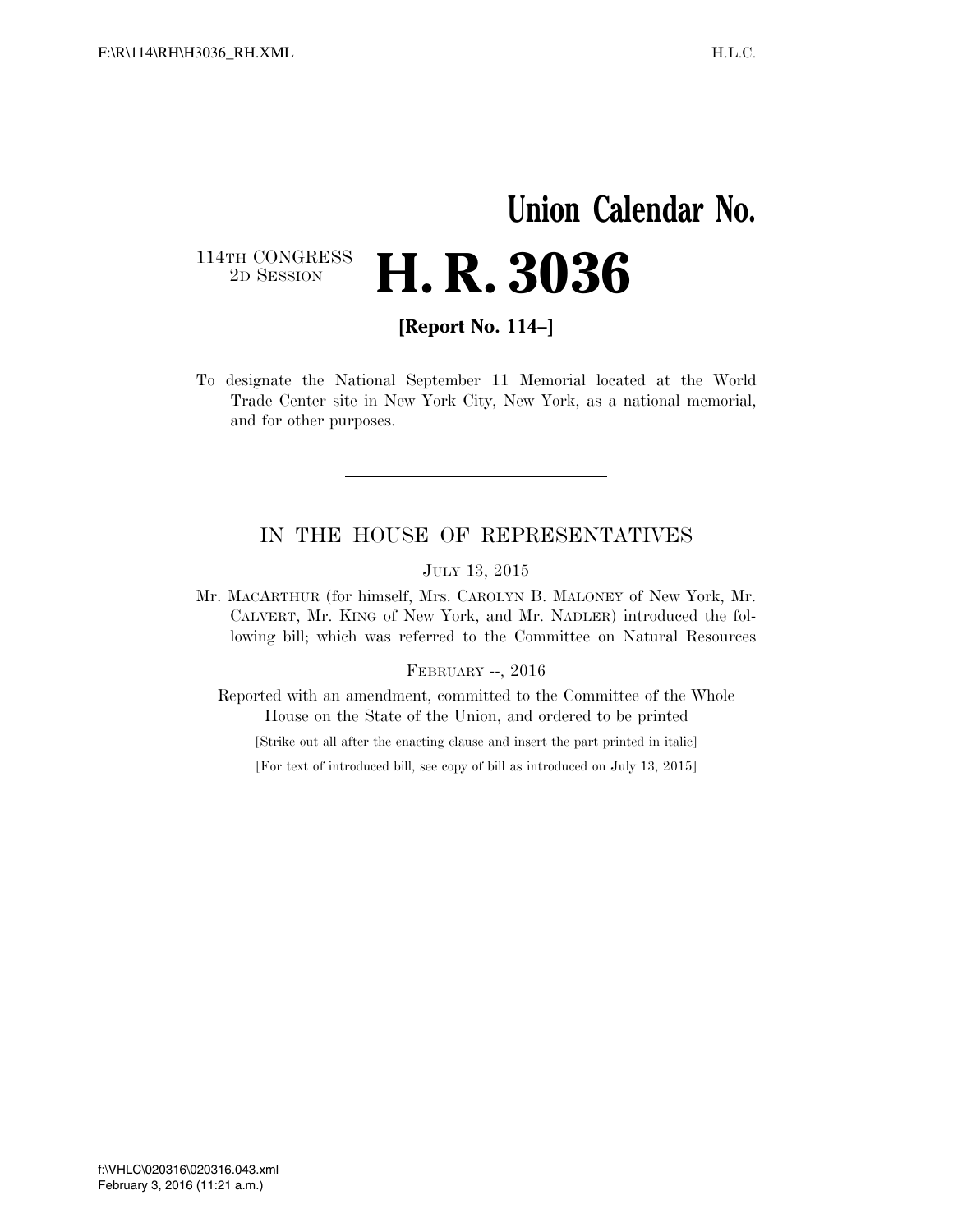# Union Calendar No.

114TH CONGRESS
2D SESSION

# H. R. 3036

**[Report No. 114–]**

To designate the National September 11 Memorial located at the World Trade Center site in New York City, New York, as a national memorial, and for other purposes.

---

## IN THE HOUSE OF REPRESENTATIVES

JULY 13, 2015

Mr. MACARTHUR (for himself, Mrs. CAROLYN B. MALONEY of New York, Mr. CALVERT, Mr. KING of New York, and Mr. NADLER) introduced the following bill; which was referred to the Committee on Natural Resources

FEBRUARY --, 2016

Reported with an amendment, committed to the Committee of the Whole House on the State of the Union, and ordered to be printed

[Strike out all after the enacting clause and insert the part printed in italic]

[For text of introduced bill, see copy of bill as introduced on July 13, 2015]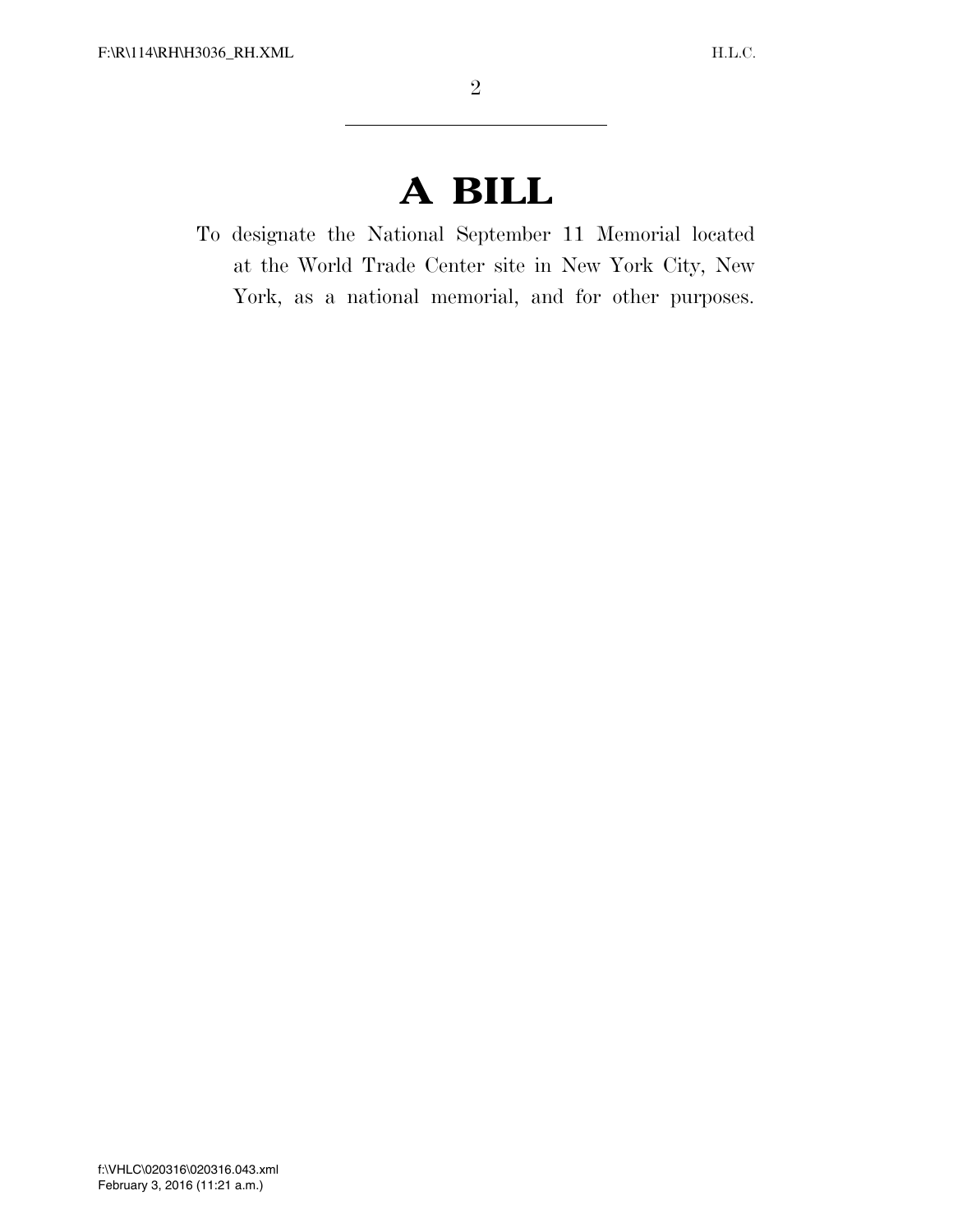# A BILL

To designate the National September 11 Memorial located at the World Trade Center site in New York City, New York, as a national memorial, and for other purposes.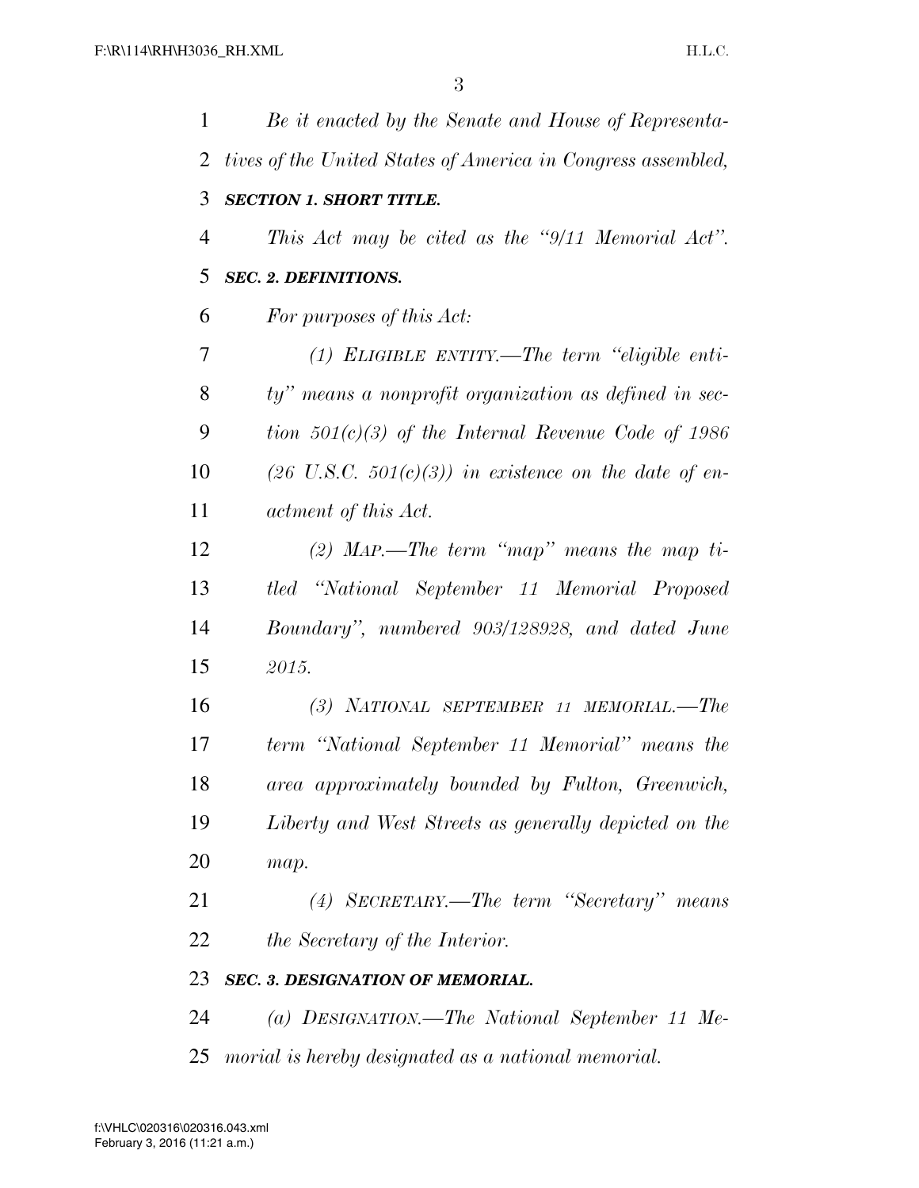*Be it enacted by the Senate and House of Representatives of the United States of America in Congress assembled,*

***SECTION 1. SHORT TITLE.***

*This Act may be cited as the "9/11 Memorial Act".*

***SEC. 2. DEFINITIONS.***

*For purposes of this Act:*

*(1) ELIGIBLE ENTITY.—The term "eligible entity" means a nonprofit organization as defined in section 501(c)(3) of the Internal Revenue Code of 1986 (26 U.S.C. 501(c)(3)) in existence on the date of enactment of this Act.*

*(2) MAP.—The term "map" means the map titled "National September 11 Memorial Proposed Boundary", numbered 903/128928, and dated June 2015.*

*(3) NATIONAL SEPTEMBER 11 MEMORIAL.—The term "National September 11 Memorial" means the area approximately bounded by Fulton, Greenwich, Liberty and West Streets as generally depicted on the map.*

*(4) SECRETARY.—The term "Secretary" means the Secretary of the Interior.*

***SEC. 3. DESIGNATION OF MEMORIAL.***

*(a) DESIGNATION.—The National September 11 Memorial is hereby designated as a national memorial.*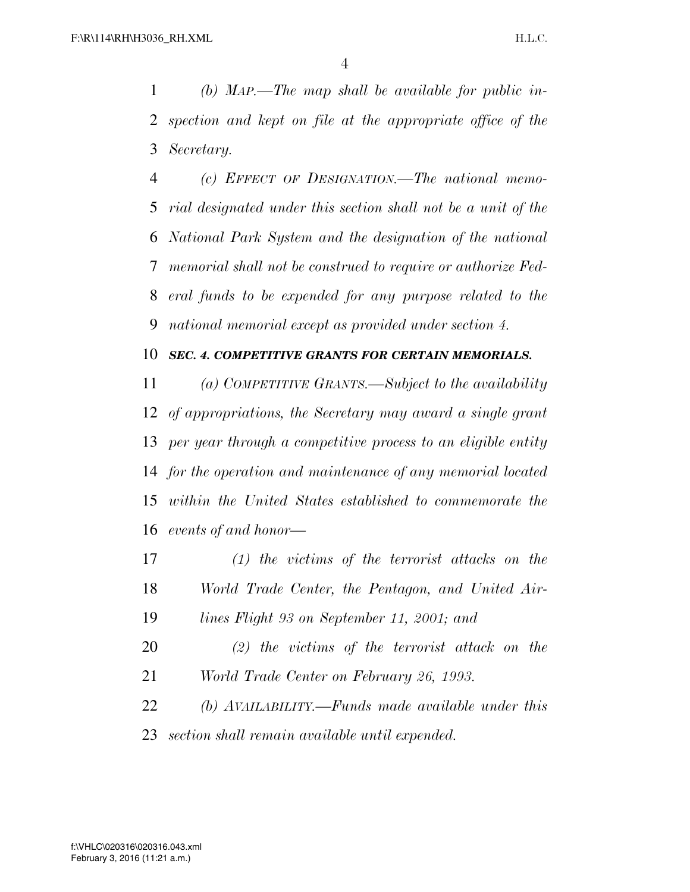*(b) Map.—The map shall be available for public inspection and kept on file at the appropriate office of the Secretary.*

*(c) Effect of Designation.—The national memorial designated under this section shall not be a unit of the National Park System and the designation of the national memorial shall not be construed to require or authorize Federal funds to be expended for any purpose related to the national memorial except as provided under section 4.*

***SEC. 4. COMPETITIVE GRANTS FOR CERTAIN MEMORIALS.***

*(a) Competitive Grants.—Subject to the availability of appropriations, the Secretary may award a single grant per year through a competitive process to an eligible entity for the operation and maintenance of any memorial located within the United States established to commemorate the events of and honor—*

*(1) the victims of the terrorist attacks on the World Trade Center, the Pentagon, and United Airlines Flight 93 on September 11, 2001; and*

*(2) the victims of the terrorist attack on the World Trade Center on February 26, 1993.*

*(b) Availability.—Funds made available under this section shall remain available until expended.*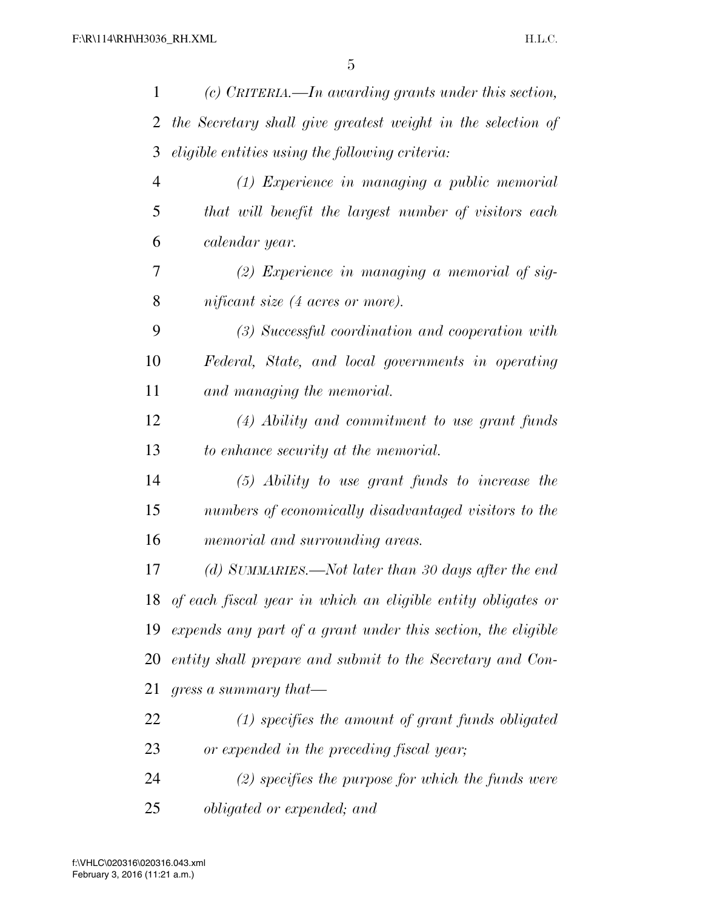*(c) CRITERIA.—In awarding grants under this section, the Secretary shall give greatest weight in the selection of eligible entities using the following criteria:*

*(1) Experience in managing a public memorial that will benefit the largest number of visitors each calendar year.*

*(2) Experience in managing a memorial of significant size (4 acres or more).*

*(3) Successful coordination and cooperation with Federal, State, and local governments in operating and managing the memorial.*

*(4) Ability and commitment to use grant funds to enhance security at the memorial.*

*(5) Ability to use grant funds to increase the numbers of economically disadvantaged visitors to the memorial and surrounding areas.*

*(d) SUMMARIES.—Not later than 30 days after the end of each fiscal year in which an eligible entity obligates or expends any part of a grant under this section, the eligible entity shall prepare and submit to the Secretary and Congress a summary that—*

*(1) specifies the amount of grant funds obligated or expended in the preceding fiscal year;*

*(2) specifies the purpose for which the funds were obligated or expended; and*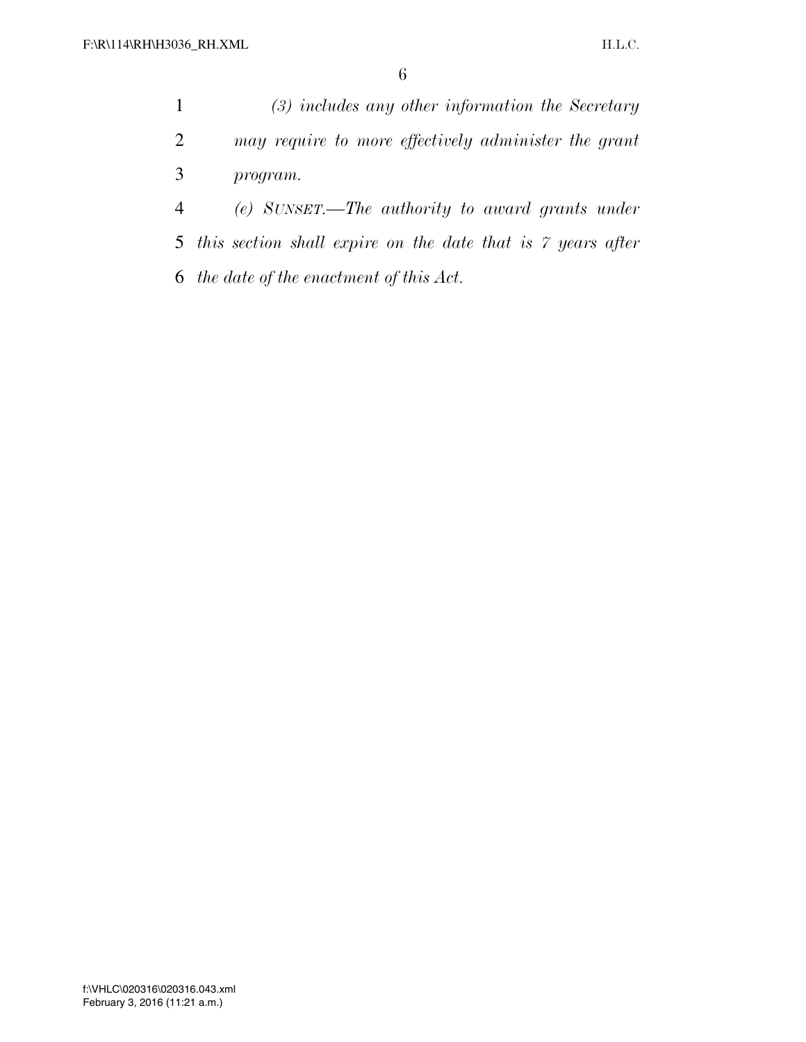*(3) includes any other information the Secretary may require to more effectively administer the grant program.*

*(e) SUNSET.—The authority to award grants under this section shall expire on the date that is 7 years after the date of the enactment of this Act.*